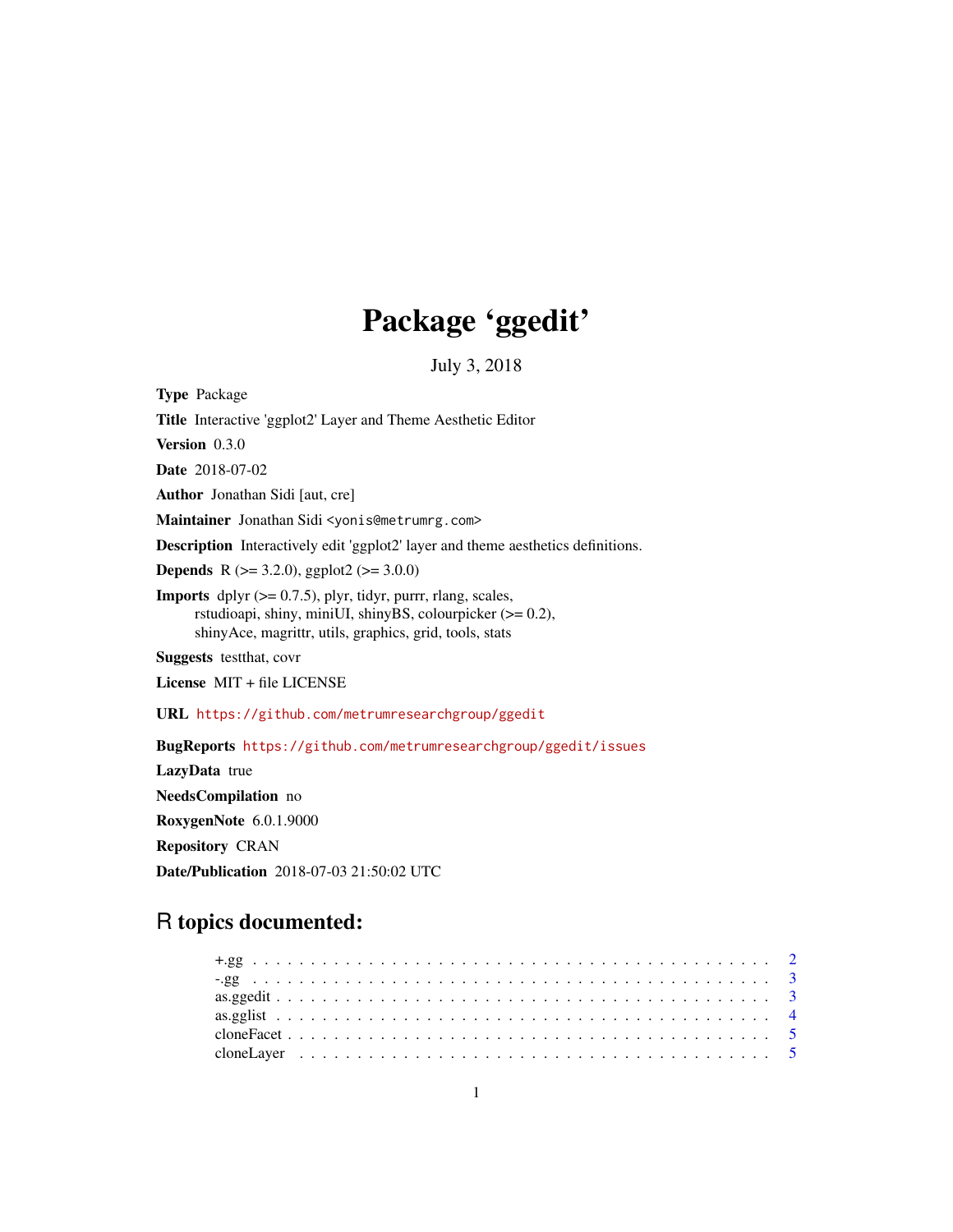# Package 'ggedit'

July 3, 2018

**Type** Package

**Title** Interactive 'ggplot2' Layer and Theme Aesthetic Editor

**Version** 0.3.0

**Date** 2018-07-02

**Author** Jonathan Sidi [aut, cre]

**Maintainer** Jonathan Sidi <yonis@metrumrg.com>

**Description** Interactively edit 'ggplot2' layer and theme aesthetics definitions.

**Depends** R (>= 3.2.0), ggplot2 (>= 3.0.0)

**Imports** dplyr (>= 0.7.5), plyr, tidyr, purrr, rlang, scales, rstudioapi, shiny, miniUI, shinyBS, colourpicker (>= 0.2), shinyAce, magrittr, utils, graphics, grid, tools, stats

**Suggests** testthat, covr

**License** MIT + file LICENSE

**URL** https://github.com/metrumresearchgroup/ggedit

**BugReports** https://github.com/metrumresearchgroup/ggedit/issues

**LazyData** true

**NeedsCompilation** no

**RoxygenNote** 6.0.1.9000

**Repository** CRAN

**Date/Publication** 2018-07-03 21:50:02 UTC

## R topics documented:

+.gg . . . . . . . . . . . . . . . . . . . . . . . . . . . . . . . . . . . . . . . . . . 2
-.gg . . . . . . . . . . . . . . . . . . . . . . . . . . . . . . . . . . . . . . . . . . 3
as.ggedit . . . . . . . . . . . . . . . . . . . . . . . . . . . . . . . . . . . . . . . . 3
as.gglist . . . . . . . . . . . . . . . . . . . . . . . . . . . . . . . . . . . . . . . . 4
cloneFacet . . . . . . . . . . . . . . . . . . . . . . . . . . . . . . . . . . . . . . . 5
cloneLayer . . . . . . . . . . . . . . . . . . . . . . . . . . . . . . . . . . . . . . . 5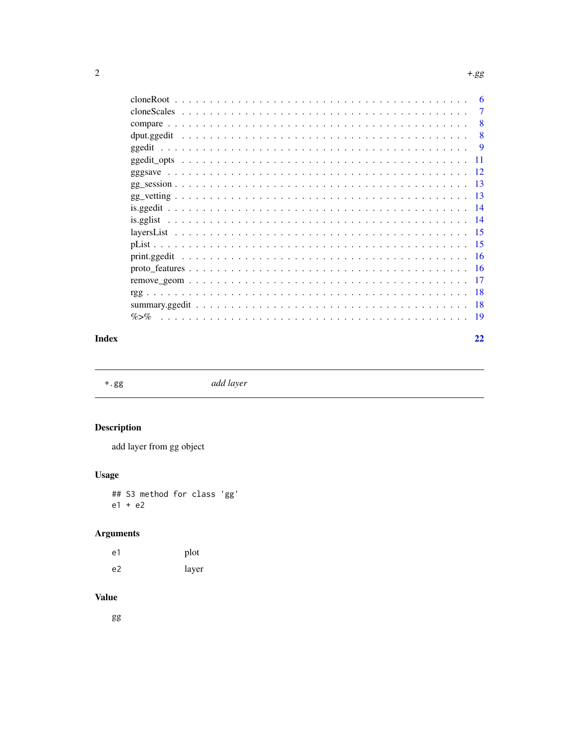cloneRoot . . . . . . . . . . . . . . . . . . . . . . . . . . . . . . . . . . . . . 6
cloneScales . . . . . . . . . . . . . . . . . . . . . . . . . . . . . . . . . . . . 7
compare . . . . . . . . . . . . . . . . . . . . . . . . . . . . . . . . . . . . . . 8
dput.ggedit . . . . . . . . . . . . . . . . . . . . . . . . . . . . . . . . . . . . 8
ggedit . . . . . . . . . . . . . . . . . . . . . . . . . . . . . . . . . . . . . . 9
ggedit_opts . . . . . . . . . . . . . . . . . . . . . . . . . . . . . . . . . . . . 11
gggsave . . . . . . . . . . . . . . . . . . . . . . . . . . . . . . . . . . . . . . 12
gg_session . . . . . . . . . . . . . . . . . . . . . . . . . . . . . . . . . . . . 13
gg_vetting . . . . . . . . . . . . . . . . . . . . . . . . . . . . . . . . . . . . 13
is.ggedit . . . . . . . . . . . . . . . . . . . . . . . . . . . . . . . . . . . . . 14
is.gglist . . . . . . . . . . . . . . . . . . . . . . . . . . . . . . . . . . . . . 14
layersList . . . . . . . . . . . . . . . . . . . . . . . . . . . . . . . . . . . . 15
pList . . . . . . . . . . . . . . . . . . . . . . . . . . . . . . . . . . . . . . . 15
print.ggedit . . . . . . . . . . . . . . . . . . . . . . . . . . . . . . . . . . . 16
proto_features . . . . . . . . . . . . . . . . . . . . . . . . . . . . . . . . . . 16
remove_geom . . . . . . . . . . . . . . . . . . . . . . . . . . . . . . . . . . . 17
rgg . . . . . . . . . . . . . . . . . . . . . . . . . . . . . . . . . . . . . . . . 18
summary.ggedit . . . . . . . . . . . . . . . . . . . . . . . . . . . . . . . . . . 18
%>% . . . . . . . . . . . . . . . . . . . . . . . . . . . . . . . . . . . . . . . 19

**Index** **22**

---

## +.gg — *add layer*

### Description

add layer from gg object

### Usage

```
## S3 method for class 'gg'
e1 + e2
```

### Arguments

| | |
|---|---|
| e1 | plot |
| e2 | layer |

### Value

gg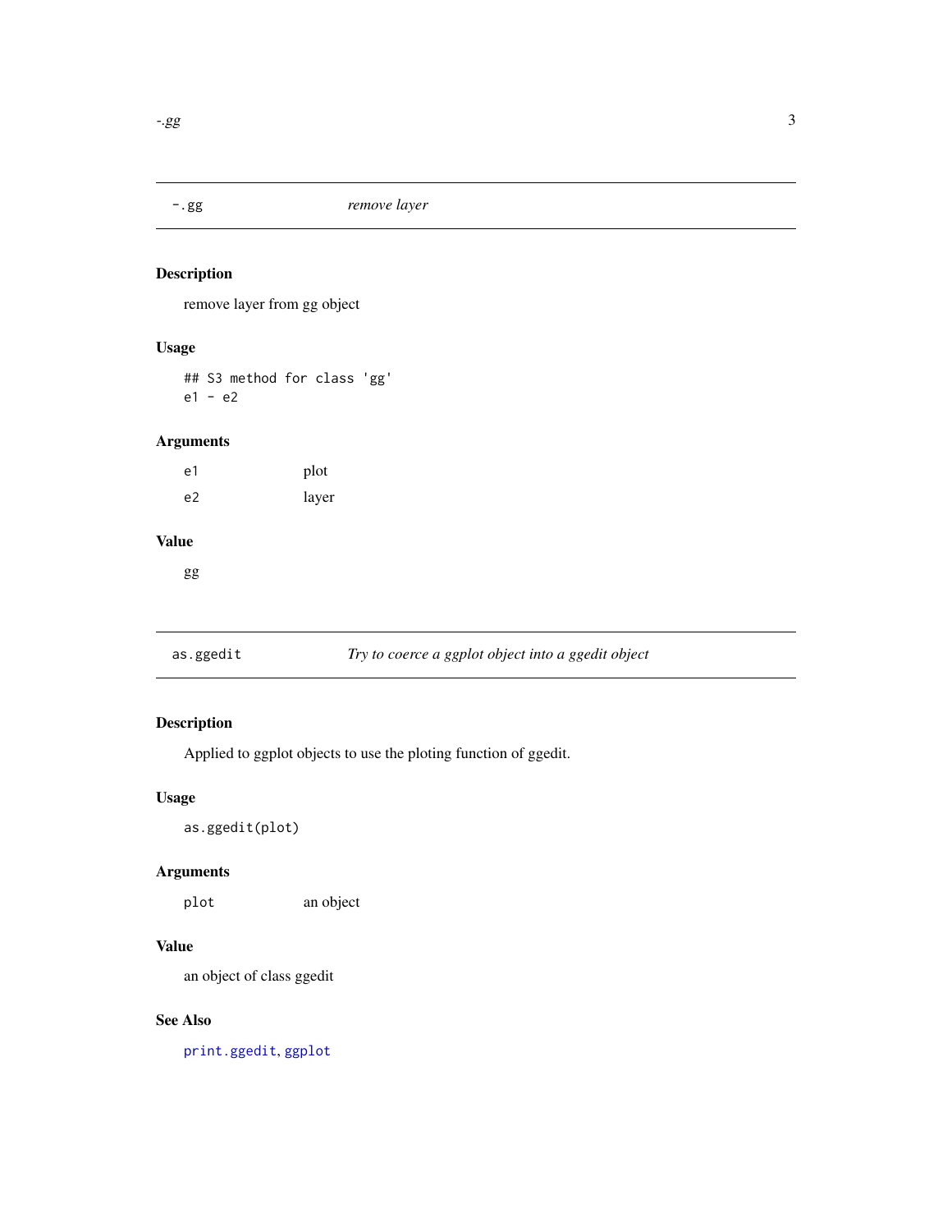## -.gg *remove layer*

### Description

remove layer from gg object

### Usage

```
## S3 method for class 'gg'
e1 - e2
```

### Arguments

| | |
|---|---|
| e1 | plot |
| e2 | layer |

### Value

gg

## as.ggedit *Try to coerce a ggplot object into a ggedit object*

### Description

Applied to ggplot objects to use the ploting function of ggedit.

### Usage

```
as.ggedit(plot)
```

### Arguments

| | |
|---|---|
| plot | an object |

### Value

an object of class ggedit

### See Also

print.ggedit, ggplot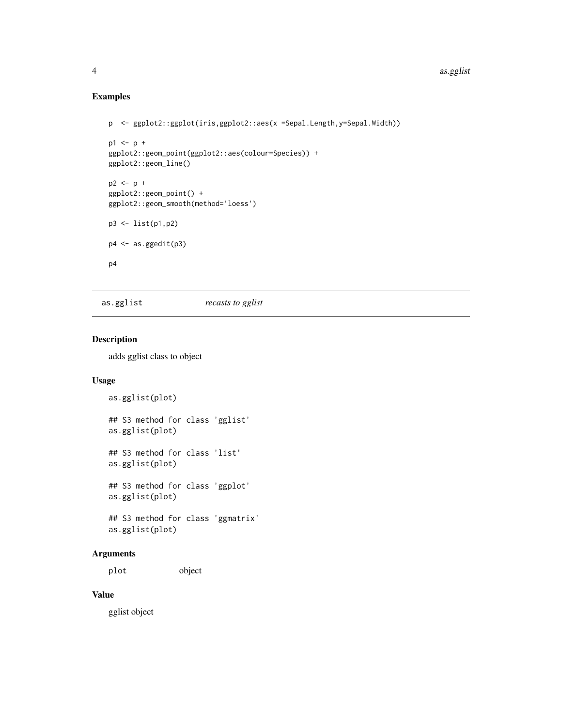## Examples

```
p  <- ggplot2::ggplot(iris,ggplot2::aes(x =Sepal.Length,y=Sepal.Width))

p1 <- p +
ggplot2::geom_point(ggplot2::aes(colour=Species)) +
ggplot2::geom_line()

p2 <- p +
ggplot2::geom_point() +
ggplot2::geom_smooth(method='loess')

p3 <- list(p1,p2)

p4 <- as.ggedit(p3)

p4
```

---

## as.gglist *recasts to gglist*

### Description

adds gglist class to object

### Usage

```
as.gglist(plot)

## S3 method for class 'gglist'
as.gglist(plot)

## S3 method for class 'list'
as.gglist(plot)

## S3 method for class 'ggplot'
as.gglist(plot)

## S3 method for class 'ggmatrix'
as.gglist(plot)
```

### Arguments

| | |
|---|---|
| plot | object |

### Value

gglist object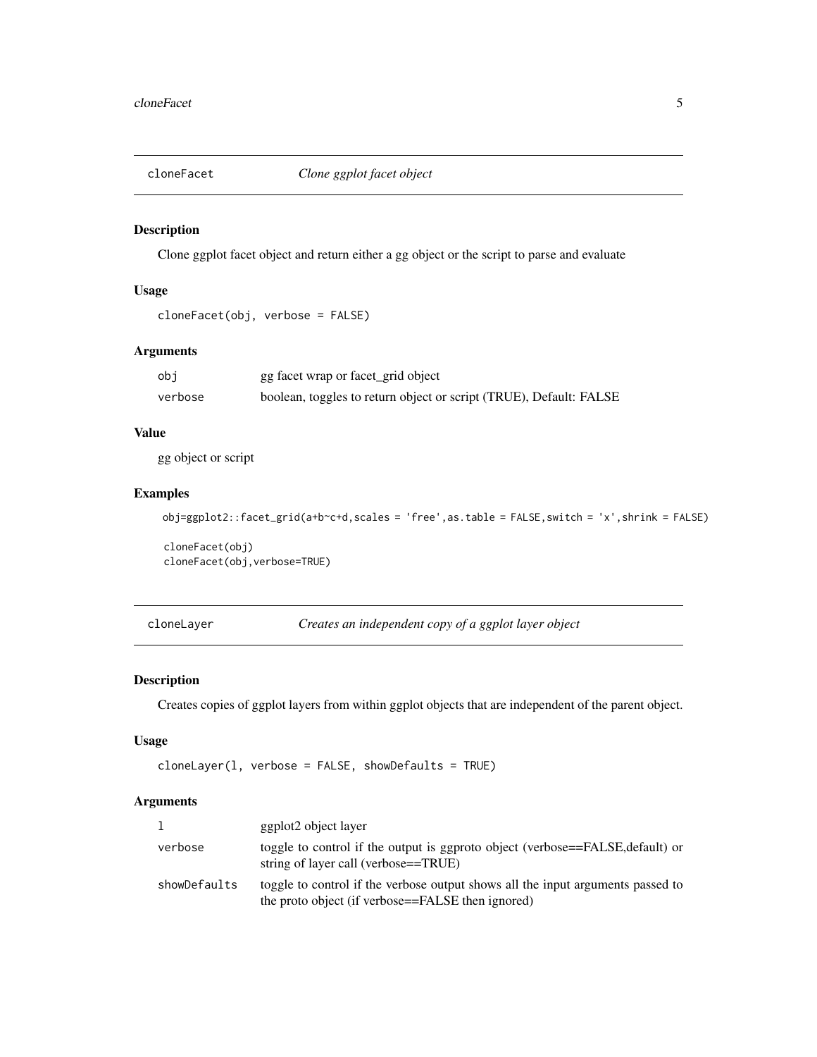## cloneFacet    *Clone ggplot facet object*

### Description

Clone ggplot facet object and return either a gg object or the script to parse and evaluate

### Usage

```
cloneFacet(obj, verbose = FALSE)
```

### Arguments

| | |
|---|---|
| obj | gg facet wrap or facet_grid object |
| verbose | boolean, toggles to return object or script (TRUE), Default: FALSE |

### Value

gg object or script

### Examples

```
obj=ggplot2::facet_grid(a+b~c+d,scales = 'free',as.table = FALSE,switch = 'x',shrink = FALSE)

cloneFacet(obj)
cloneFacet(obj,verbose=TRUE)
```

## cloneLayer    *Creates an independent copy of a ggplot layer object*

### Description

Creates copies of ggplot layers from within ggplot objects that are independent of the parent object.

### Usage

```
cloneLayer(l, verbose = FALSE, showDefaults = TRUE)
```

### Arguments

| | |
|---|---|
| l | ggplot2 object layer |
| verbose | toggle to control if the output is ggproto object (verbose==FALSE,default) or string of layer call (verbose==TRUE) |
| showDefaults | toggle to control if the verbose output shows all the input arguments passed to the proto object (if verbose==FALSE then ignored) |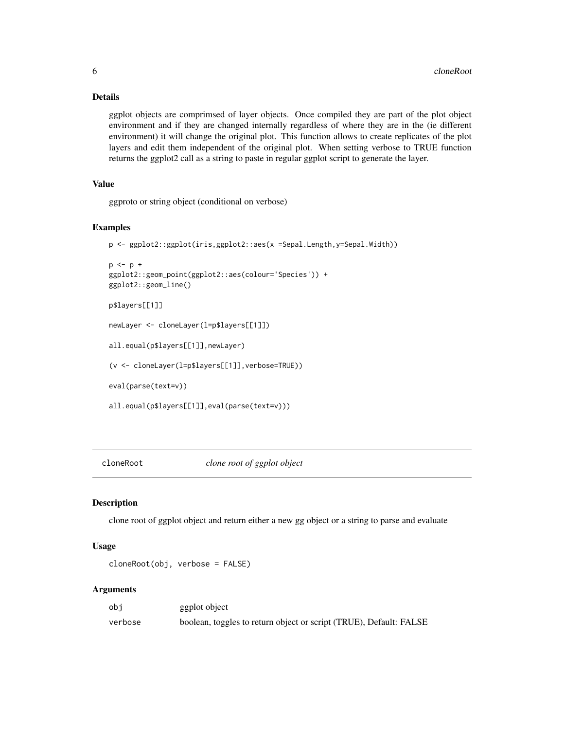### Details

ggplot objects are comprimsed of layer objects. Once compiled they are part of the plot object environment and if they are changed internally regardless of where they are in the (ie different environment) it will change the original plot. This function allows to create replicates of the plot layers and edit them independent of the original plot. When setting verbose to TRUE function returns the ggplot2 call as a string to paste in regular ggplot script to generate the layer.

### Value

ggproto or string object (conditional on verbose)

### Examples

```
p <- ggplot2::ggplot(iris,ggplot2::aes(x =Sepal.Length,y=Sepal.Width))

p <- p +
ggplot2::geom_point(ggplot2::aes(colour='Species')) +
ggplot2::geom_line()

p$layers[[1]]

newLayer <- cloneLayer(l=p$layers[[1]])

all.equal(p$layers[[1]],newLayer)

(v <- cloneLayer(l=p$layers[[1]],verbose=TRUE))

eval(parse(text=v))

all.equal(p$layers[[1]],eval(parse(text=v)))
```

---

## cloneRoot *clone root of ggplot object*

### Description

clone root of ggplot object and return either a new gg object or a string to parse and evaluate

### Usage

```
cloneRoot(obj, verbose = FALSE)
```

### Arguments

| | |
|---|---|
| obj | ggplot object |
| verbose | boolean, toggles to return object or script (TRUE), Default: FALSE |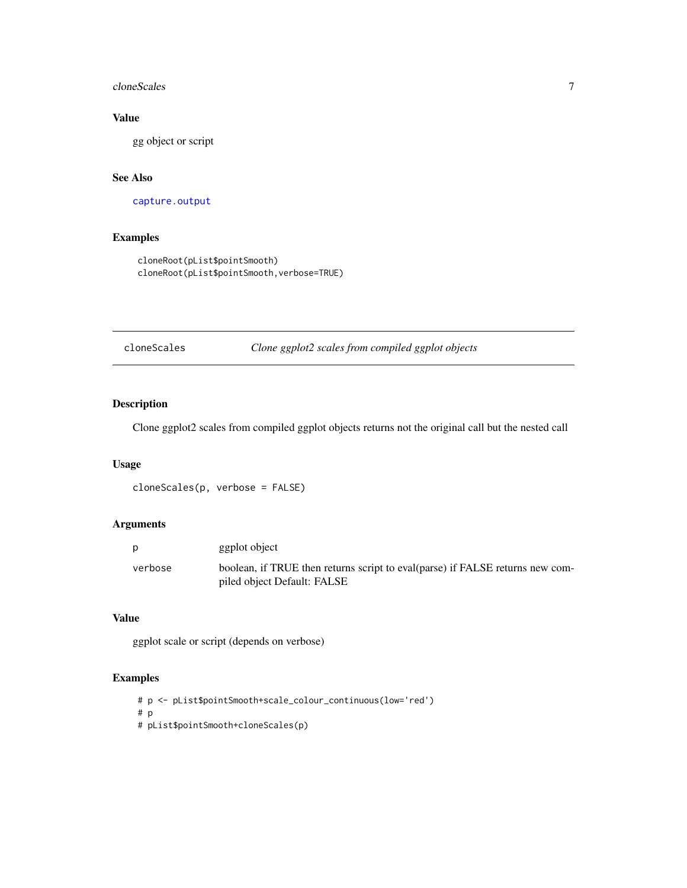### Value

gg object or script

### See Also

capture.output

### Examples

```
cloneRoot(pList$pointSmooth)
cloneRoot(pList$pointSmooth,verbose=TRUE)
```

---

## cloneScales — *Clone ggplot2 scales from compiled ggplot objects*

### Description

Clone ggplot2 scales from compiled ggplot objects returns not the original call but the nested call

### Usage

```
cloneScales(p, verbose = FALSE)
```

### Arguments

| | |
|---|---|
| p | ggplot object |
| verbose | boolean, if TRUE then returns script to eval(parse) if FALSE returns new compiled object Default: FALSE |

### Value

ggplot scale or script (depends on verbose)

### Examples

```
# p <- pList$pointSmooth+scale_colour_continuous(low='red')
# p
# pList$pointSmooth+cloneScales(p)
```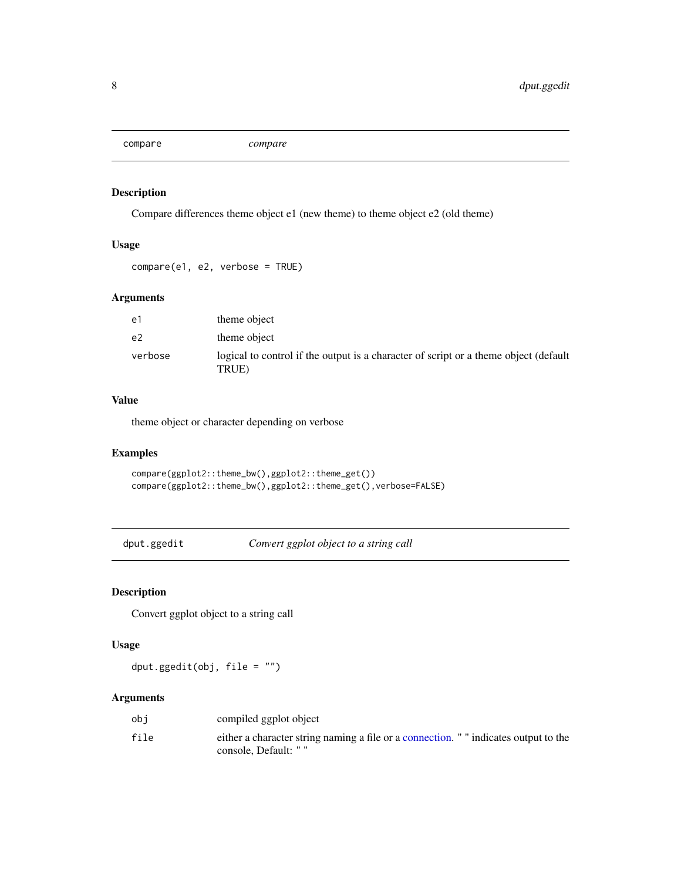## compare — *compare*

### Description

Compare differences theme object e1 (new theme) to theme object e2 (old theme)

### Usage

```
compare(e1, e2, verbose = TRUE)
```

### Arguments

| | |
|---|---|
| e1 | theme object |
| e2 | theme object |
| verbose | logical to control if the output is a character of script or a theme object (default TRUE) |

### Value

theme object or character depending on verbose

### Examples

```
compare(ggplot2::theme_bw(),ggplot2::theme_get())
compare(ggplot2::theme_bw(),ggplot2::theme_get(),verbose=FALSE)
```

## dput.ggedit — *Convert ggplot object to a string call*

### Description

Convert ggplot object to a string call

### Usage

```
dput.ggedit(obj, file = "")
```

### Arguments

| | |
|---|---|
| obj | compiled ggplot object |
| file | either a character string naming a file or a connection. " " indicates output to the console, Default: " " |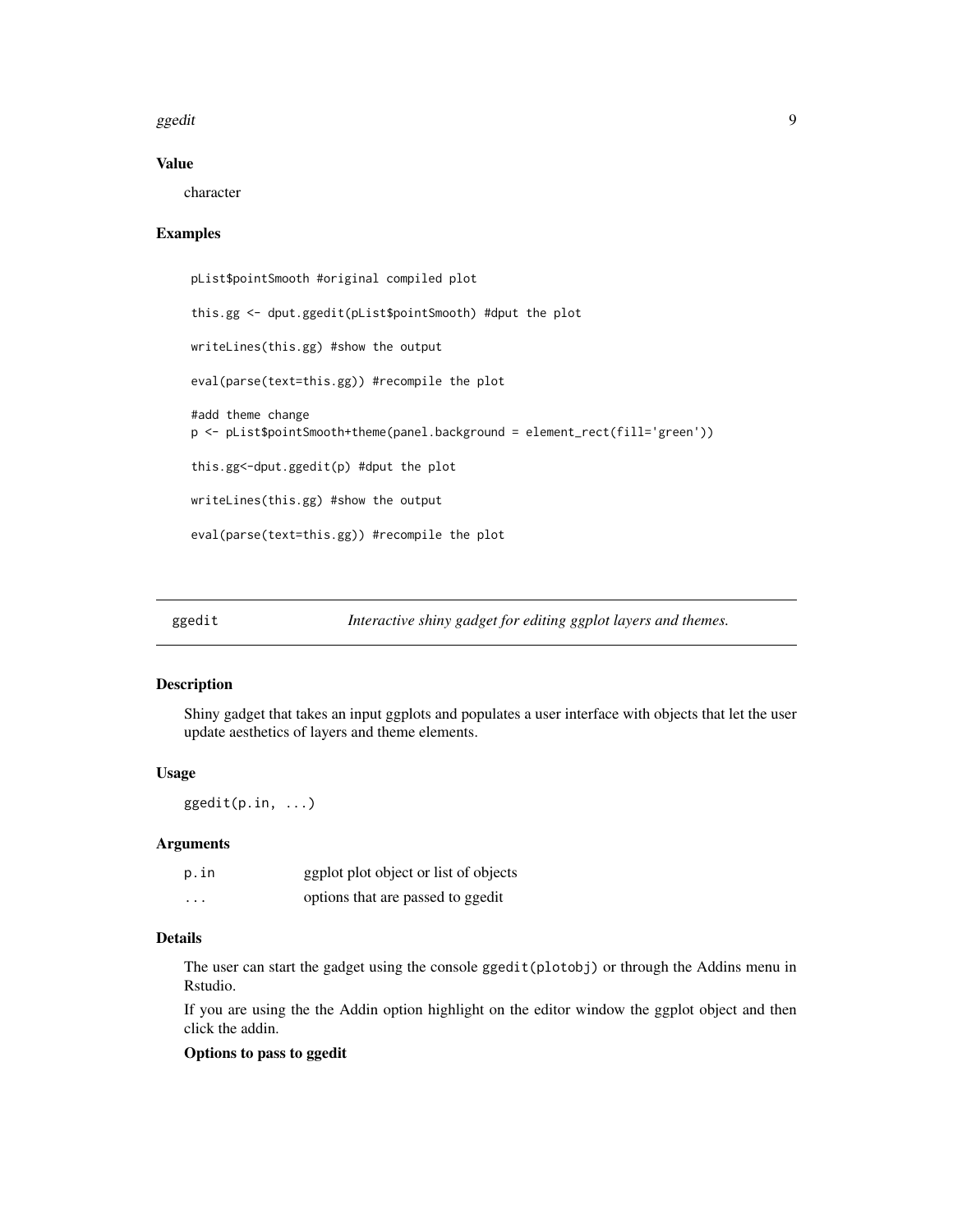### Value

character

### Examples

```
pList$pointSmooth #original compiled plot

this.gg <- dput.ggedit(pList$pointSmooth) #dput the plot

writeLines(this.gg) #show the output

eval(parse(text=this.gg)) #recompile the plot

#add theme change
p <- pList$pointSmooth+theme(panel.background = element_rect(fill='green'))

this.gg<-dput.ggedit(p) #dput the plot

writeLines(this.gg) #show the output

eval(parse(text=this.gg)) #recompile the plot
```

---

## ggedit — *Interactive shiny gadget for editing ggplot layers and themes.*

---

### Description

Shiny gadget that takes an input ggplots and populates a user interface with objects that let the user update aesthetics of layers and theme elements.

### Usage

```
ggedit(p.in, ...)
```

### Arguments

| | |
|---|---|
| p.in | ggplot plot object or list of objects |
| ... | options that are passed to ggedit |

### Details

The user can start the gadget using the console `ggedit(plotobj)` or through the Addins menu in Rstudio.

If you are using the the Addin option highlight on the editor window the ggplot object and then click the addin.

**Options to pass to ggedit**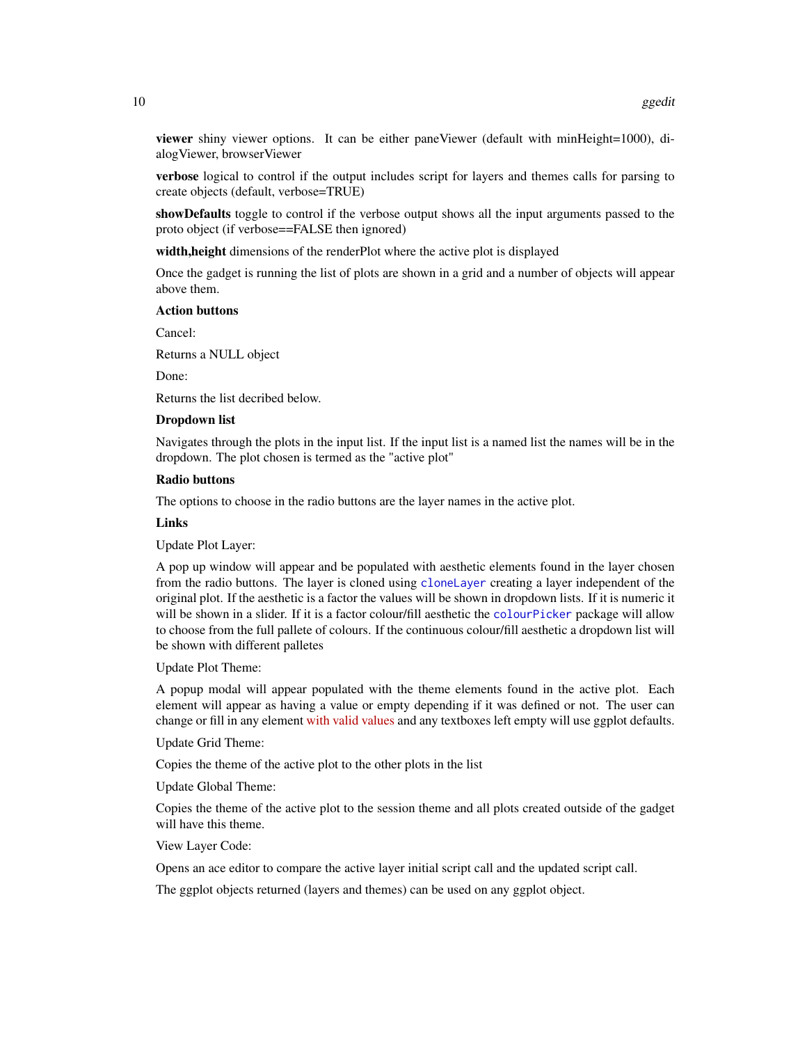**viewer** shiny viewer options. It can be either paneViewer (default with minHeight=1000), dialogViewer, browserViewer

**verbose** logical to control if the output includes script for layers and themes calls for parsing to create objects (default, verbose=TRUE)

**showDefaults** toggle to control if the verbose output shows all the input arguments passed to the proto object (if verbose==FALSE then ignored)

**width,height** dimensions of the renderPlot where the active plot is displayed

Once the gadget is running the list of plots are shown in a grid and a number of objects will appear above them.

**Action buttons**

Cancel:

Returns a NULL object

Done:

Returns the list decribed below.

**Dropdown list**

Navigates through the plots in the input list. If the input list is a named list the names will be in the dropdown. The plot chosen is termed as the "active plot"

**Radio buttons**

The options to choose in the radio buttons are the layer names in the active plot.

**Links**

Update Plot Layer:

A pop up window will appear and be populated with aesthetic elements found in the layer chosen from the radio buttons. The layer is cloned using `cloneLayer` creating a layer independent of the original plot. If the aesthetic is a factor the values will be shown in dropdown lists. If it is numeric it will be shown in a slider. If it is a factor colour/fill aesthetic the `colourPicker` package will allow to choose from the full pallete of colours. If the continuous colour/fill aesthetic a dropdown list will be shown with different palletes

Update Plot Theme:

A popup modal will appear populated with the theme elements found in the active plot. Each element will appear as having a value or empty depending if it was defined or not. The user can change or fill in any element with valid values and any textboxes left empty will use ggplot defaults.

Update Grid Theme:

Copies the theme of the active plot to the other plots in the list

Update Global Theme:

Copies the theme of the active plot to the session theme and all plots created outside of the gadget will have this theme.

View Layer Code:

Opens an ace editor to compare the active layer initial script call and the updated script call.

The ggplot objects returned (layers and themes) can be used on any ggplot object.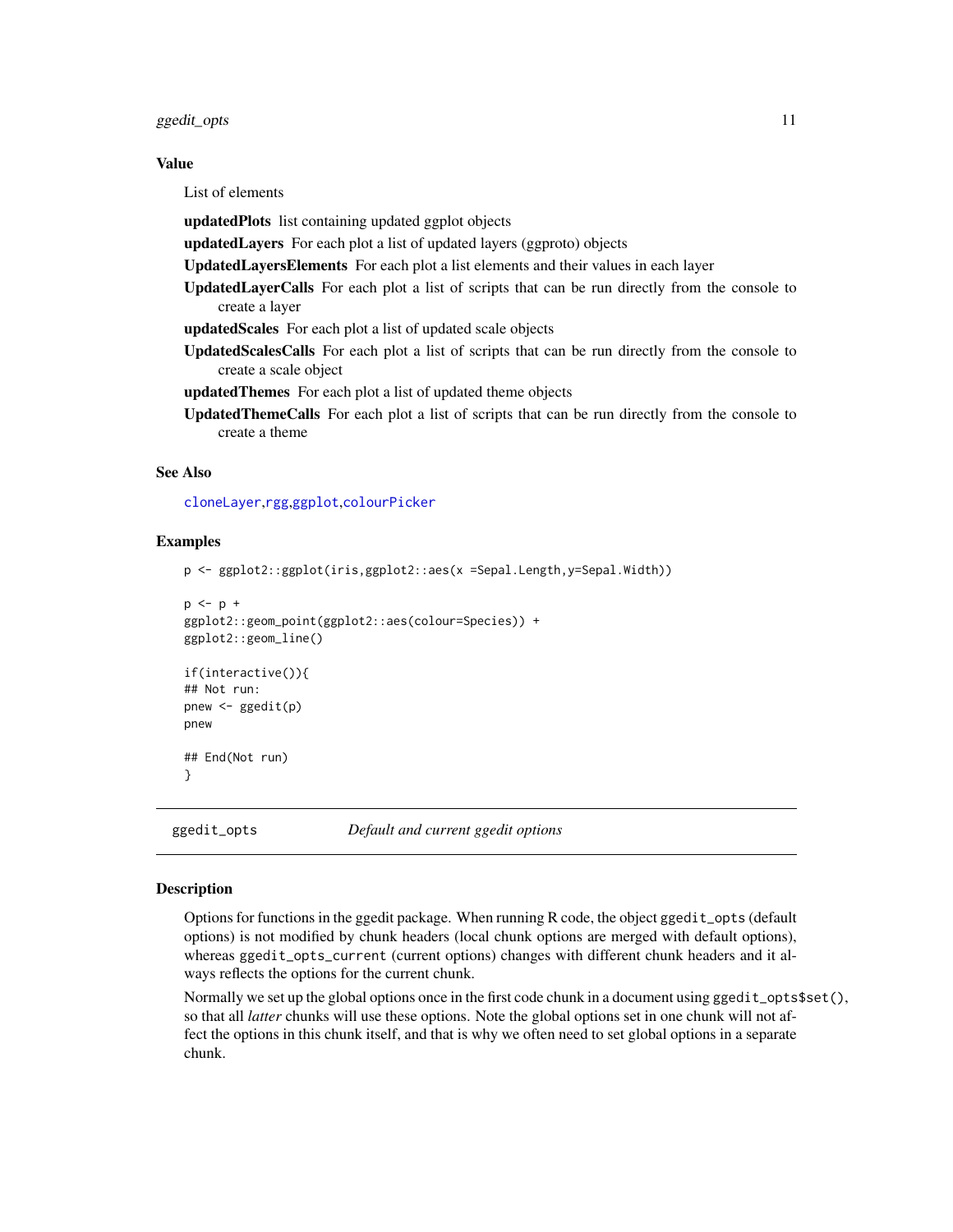### Value

List of elements

**updatedPlots** list containing updated ggplot objects

**updatedLayers** For each plot a list of updated layers (ggproto) objects

**UpdatedLayersElements** For each plot a list elements and their values in each layer

**UpdatedLayerCalls** For each plot a list of scripts that can be run directly from the console to create a layer

**updatedScales** For each plot a list of updated scale objects

**UpdatedScalesCalls** For each plot a list of scripts that can be run directly from the console to create a scale object

**updatedThemes** For each plot a list of updated theme objects

**UpdatedThemeCalls** For each plot a list of scripts that can be run directly from the console to create a theme

### See Also

cloneLayer,rgg,ggplot,colourPicker

### Examples

```
p <- ggplot2::ggplot(iris,ggplot2::aes(x =Sepal.Length,y=Sepal.Width))

p <- p +
ggplot2::geom_point(ggplot2::aes(colour=Species)) +
ggplot2::geom_line()

if(interactive()){
## Not run:
pnew <- ggedit(p)
pnew

## End(Not run)
}
```

---

## ggedit_opts *Default and current ggedit options*

### Description

Options for functions in the ggedit package. When running R code, the object `ggedit_opts` (default options) is not modified by chunk headers (local chunk options are merged with default options), whereas `ggedit_opts_current` (current options) changes with different chunk headers and it always reflects the options for the current chunk.

Normally we set up the global options once in the first code chunk in a document using `ggedit_opts$set()`, so that all *latter* chunks will use these options. Note the global options set in one chunk will not affect the options in this chunk itself, and that is why we often need to set global options in a separate chunk.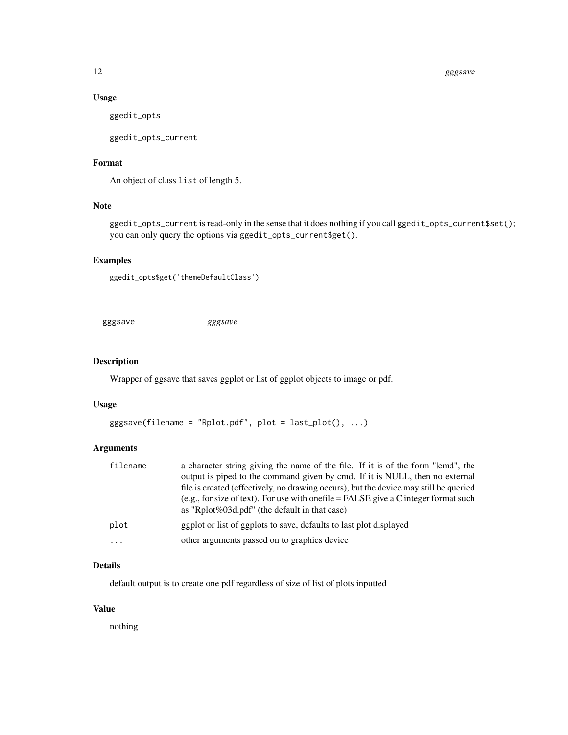## Usage

```
ggedit_opts

ggedit_opts_current
```

## Format

An object of class `list` of length 5.

## Note

`ggedit_opts_current` is read-only in the sense that it does nothing if you call `ggedit_opts_current$set()`; you can only query the options via `ggedit_opts_current$get()`.

## Examples

```
ggedit_opts$get('themeDefaultClass')
```

---

# gggsave *gggsave*

---

## Description

Wrapper of ggsave that saves ggplot or list of ggplot objects to image or pdf.

## Usage

```
gggsave(filename = "Rplot.pdf", plot = last_plot(), ...)
```

## Arguments

| | |
|---|---|
| filename | a character string giving the name of the file. If it is of the form "\|cmd", the output is piped to the command given by cmd. If it is NULL, then no external file is created (effectively, no drawing occurs), but the device may still be queried (e.g., for size of text). For use with onefile = FALSE give a C integer format such as "Rplot%03d.pdf" (the default in that case) |
| plot | ggplot or list of ggplots to save, defaults to last plot displayed |
| ... | other arguments passed on to graphics device |

## Details

default output is to create one pdf regardless of size of list of plots inputted

## Value

nothing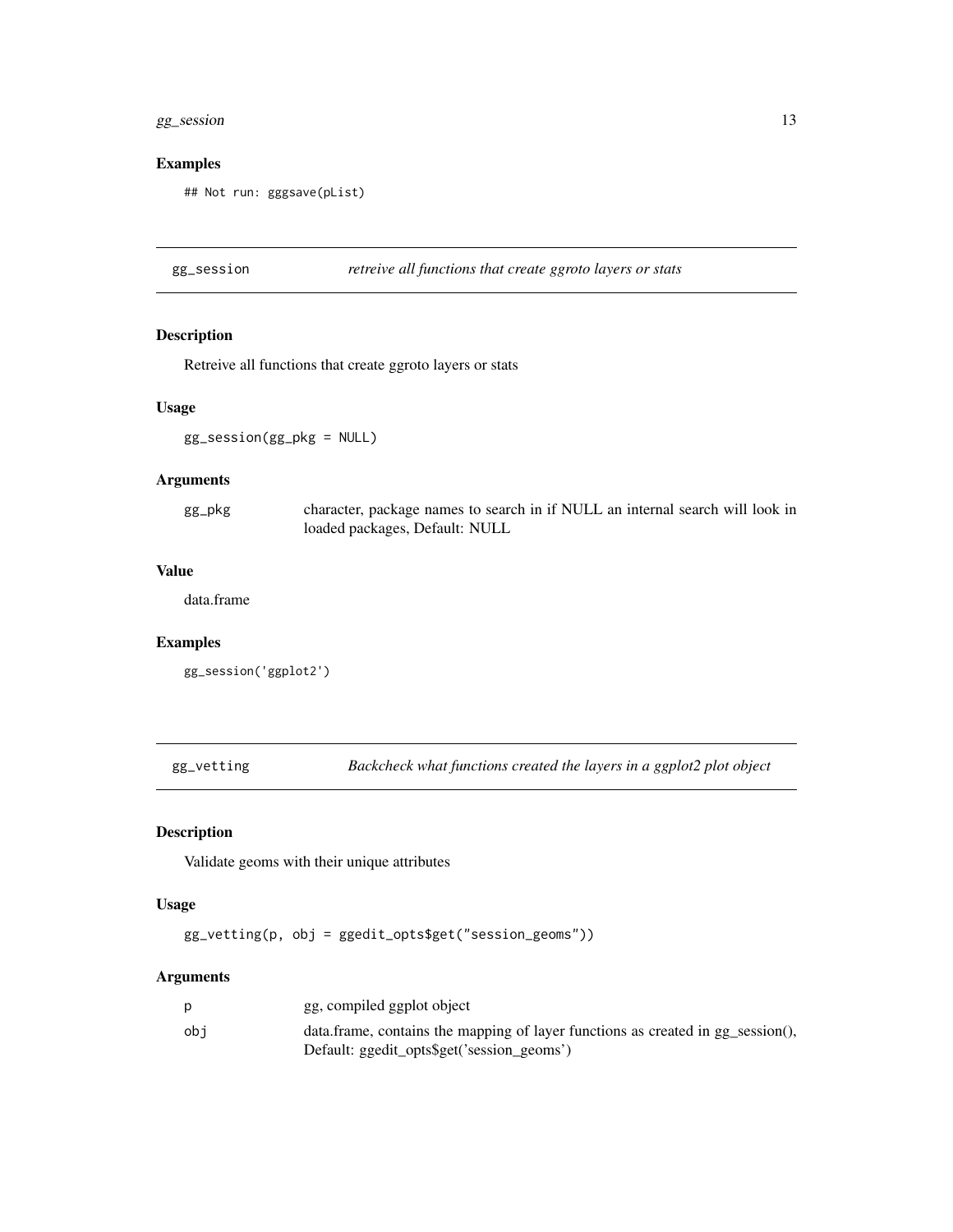### Examples

```
## Not run: gggsave(pList)
```

## gg_session — *retreive all functions that create ggroto layers or stats*

### Description

Retreive all functions that create ggroto layers or stats

### Usage

```
gg_session(gg_pkg = NULL)
```

### Arguments

| | |
|---|---|
| gg_pkg | character, package names to search in if NULL an internal search will look in loaded packages, Default: NULL |

### Value

data.frame

### Examples

```
gg_session('ggplot2')
```

## gg_vetting — *Backcheck what functions created the layers in a ggplot2 plot object*

### Description

Validate geoms with their unique attributes

### Usage

```
gg_vetting(p, obj = ggedit_opts$get("session_geoms"))
```

### Arguments

| | |
|---|---|
| p | gg, compiled ggplot object |
| obj | data.frame, contains the mapping of layer functions as created in gg_session(), Default: ggedit_opts$get('session_geoms') |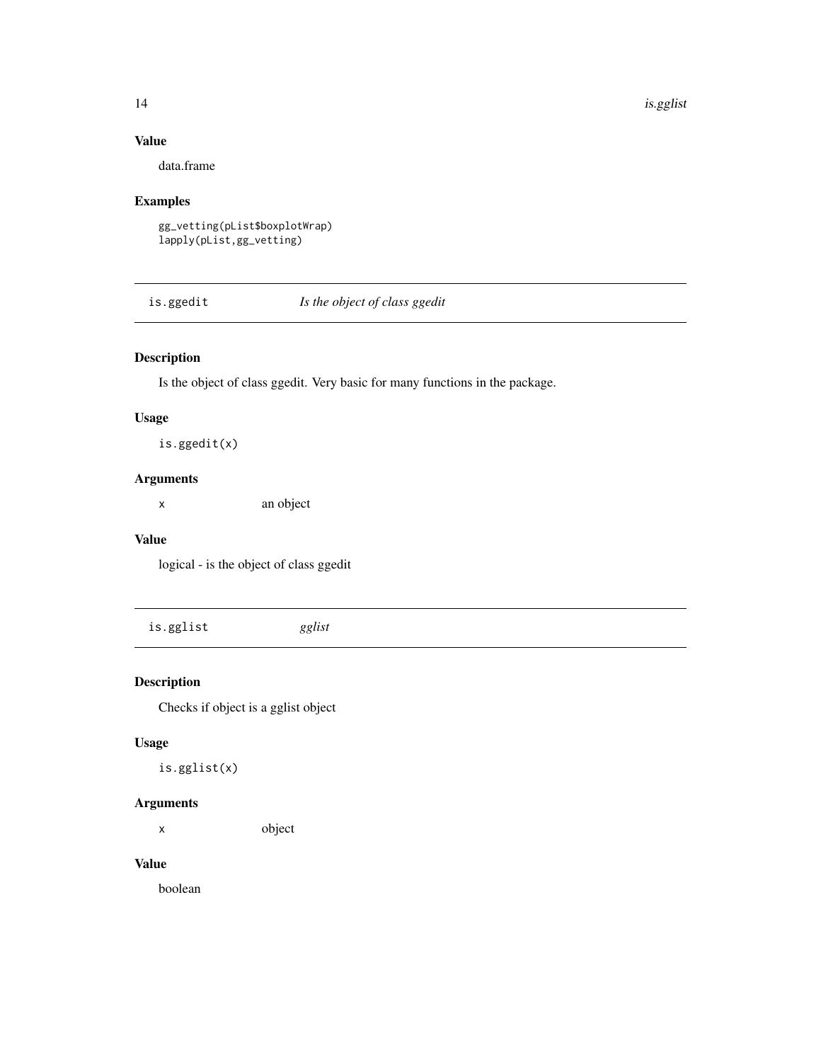### Value

data.frame

### Examples

```
gg_vetting(pList$boxplotWrap)
lapply(pList,gg_vetting)
```

---

## is.ggedit *Is the object of class ggedit*

### Description

Is the object of class ggedit. Very basic for many functions in the package.

### Usage

```
is.ggedit(x)
```

### Arguments

| | |
|---|---|
| x | an object |

### Value

logical - is the object of class ggedit

---

## is.gglist *gglist*

### Description

Checks if object is a gglist object

### Usage

```
is.gglist(x)
```

### Arguments

| | |
|---|---|
| x | object |

### Value

boolean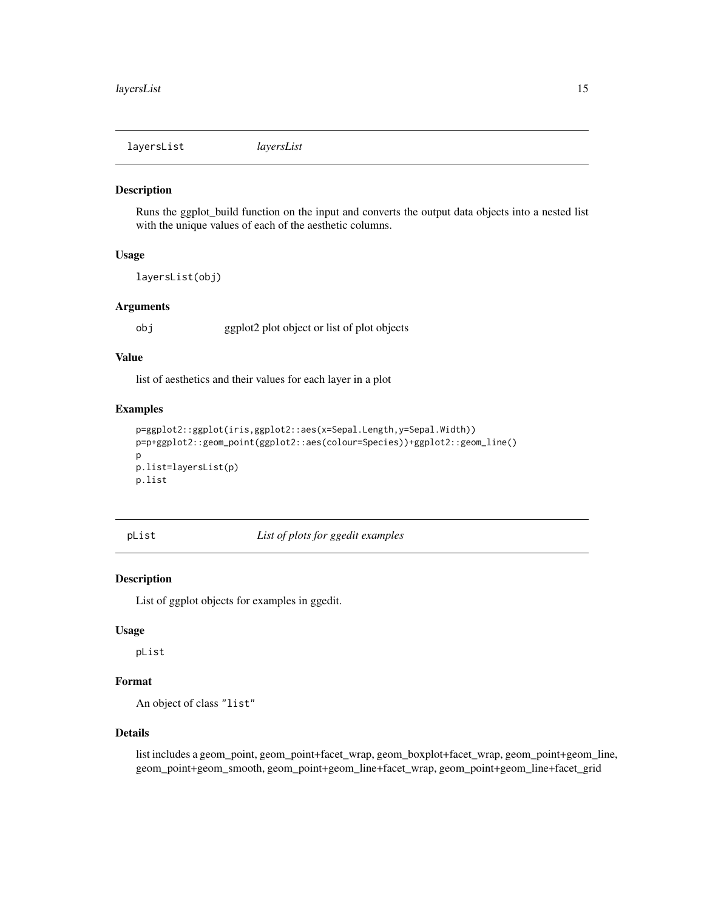## layersList *layersList*

### Description

Runs the ggplot_build function on the input and converts the output data objects into a nested list with the unique values of each of the aesthetic columns.

### Usage

```
layersList(obj)
```

### Arguments

| | |
|---|---|
| `obj` | ggplot2 plot object or list of plot objects |

### Value

list of aesthetics and their values for each layer in a plot

### Examples

```
p=ggplot2::ggplot(iris,ggplot2::aes(x=Sepal.Length,y=Sepal.Width))
p=p+ggplot2::geom_point(ggplot2::aes(colour=Species))+ggplot2::geom_line()
p
p.list=layersList(p)
p.list
```

## pList *List of plots for ggedit examples*

### Description

List of ggplot objects for examples in ggedit.

### Usage

```
pList
```

### Format

An object of class "list"

### Details

list includes a geom_point, geom_point+facet_wrap, geom_boxplot+facet_wrap, geom_point+geom_line, geom_point+geom_smooth, geom_point+geom_line+facet_wrap, geom_point+geom_line+facet_grid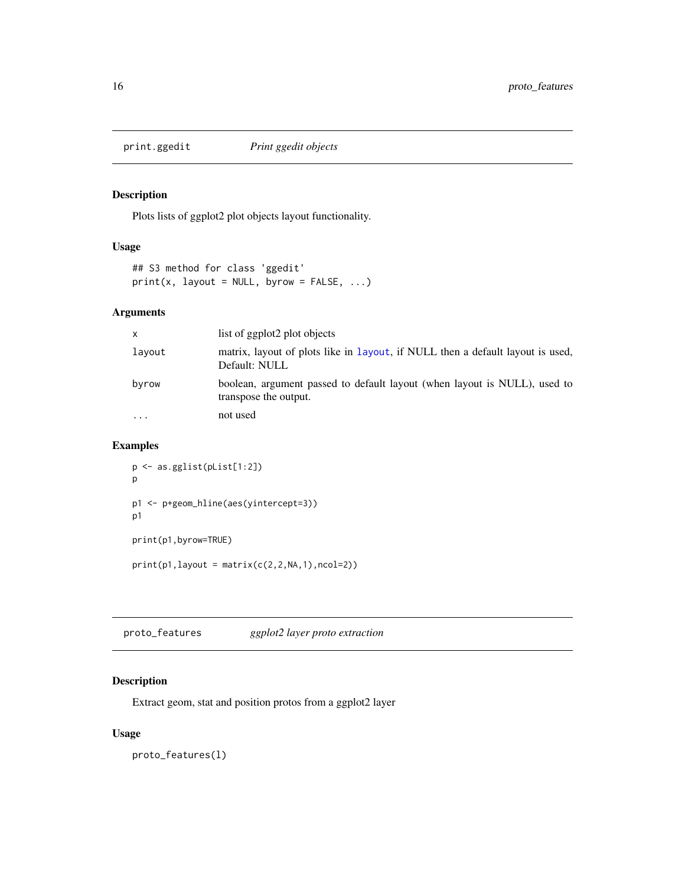## print.ggedit *Print ggedit objects*

### Description

Plots lists of ggplot2 plot objects layout functionality.

### Usage

```
## S3 method for class 'ggedit'
print(x, layout = NULL, byrow = FALSE, ...)
```

### Arguments

| | |
|---|---|
| x | list of ggplot2 plot objects |
| layout | matrix, layout of plots like in layout, if NULL then a default layout is used, Default: NULL |
| byrow | boolean, argument passed to default layout (when layout is NULL), used to transpose the output. |
| ... | not used |

### Examples

```
p <- as.gglist(pList[1:2])
p

p1 <- p+geom_hline(aes(yintercept=3))
p1

print(p1,byrow=TRUE)

print(p1,layout = matrix(c(2,2,NA,1),ncol=2))
```

## proto_features *ggplot2 layer proto extraction*

### Description

Extract geom, stat and position protos from a ggplot2 layer

### Usage

```
proto_features(l)
```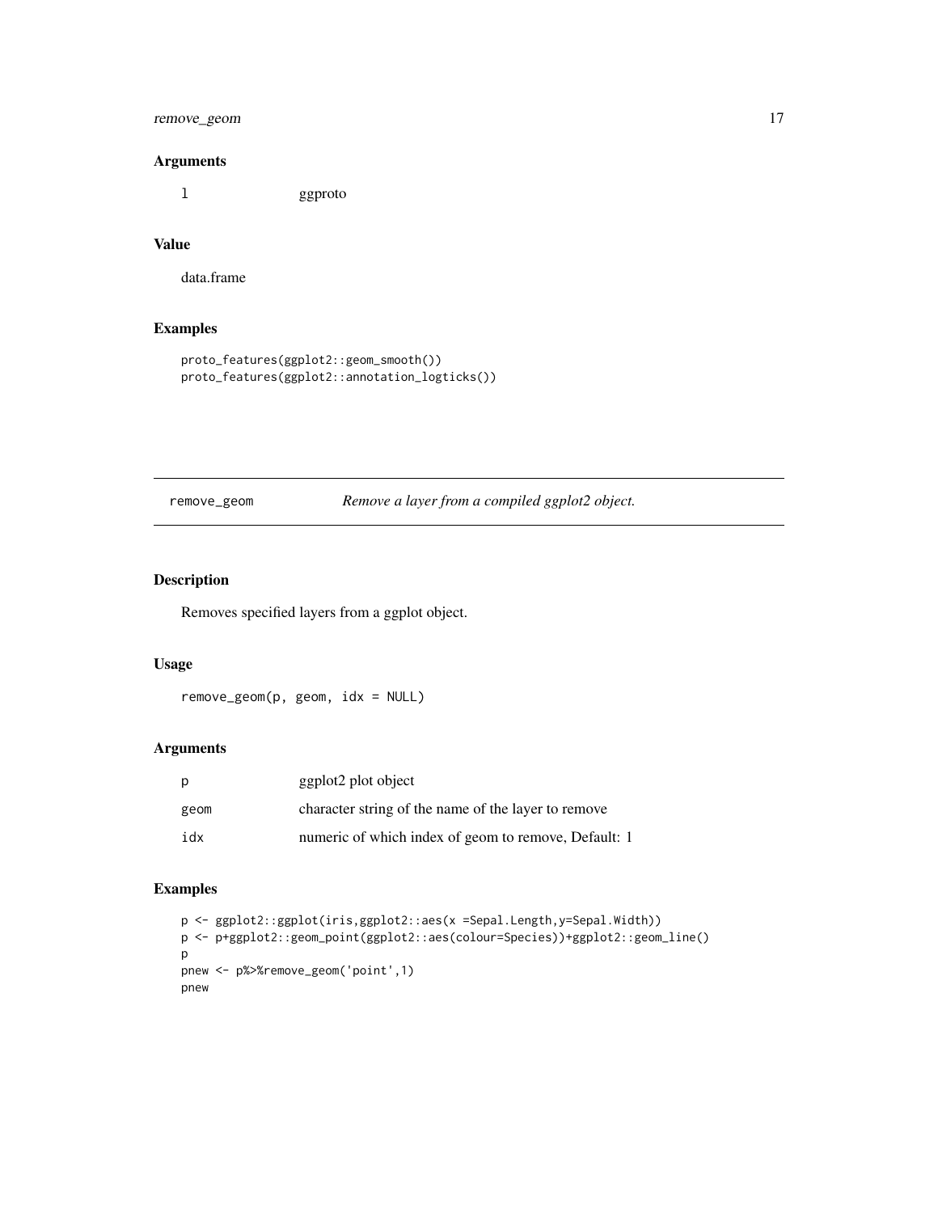## Arguments

| | |
|---|---|
| l | ggproto |

## Value

data.frame

## Examples

```
proto_features(ggplot2::geom_smooth())
proto_features(ggplot2::annotation_logticks())
```

---

# remove_geom — *Remove a layer from a compiled ggplot2 object.*

## Description

Removes specified layers from a ggplot object.

## Usage

```
remove_geom(p, geom, idx = NULL)
```

## Arguments

| | |
|---|---|
| p | ggplot2 plot object |
| geom | character string of the name of the layer to remove |
| idx | numeric of which index of geom to remove, Default: 1 |

## Examples

```
p <- ggplot2::ggplot(iris,ggplot2::aes(x =Sepal.Length,y=Sepal.Width))
p <- p+ggplot2::geom_point(ggplot2::aes(colour=Species))+ggplot2::geom_line()
p
pnew <- p%>%remove_geom('point',1)
pnew
```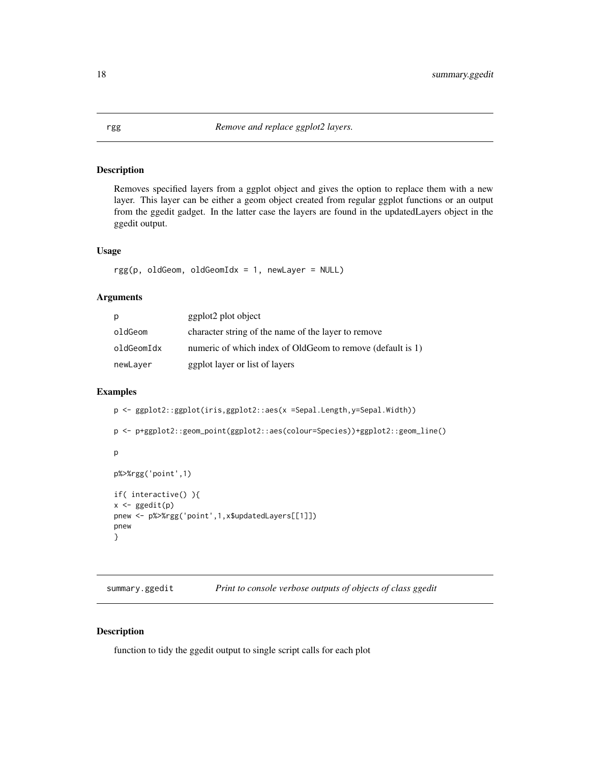## rgg — *Remove and replace ggplot2 layers.*

### Description

Removes specified layers from a ggplot object and gives the option to replace them with a new layer. This layer can be either a geom object created from regular ggplot functions or an output from the ggedit gadget. In the latter case the layers are found in the updatedLayers object in the ggedit output.

### Usage

```
rgg(p, oldGeom, oldGeomIdx = 1, newLayer = NULL)
```

### Arguments

| | |
|---|---|
| `p` | ggplot2 plot object |
| `oldGeom` | character string of the name of the layer to remove |
| `oldGeomIdx` | numeric of which index of OldGeom to remove (default is 1) |
| `newLayer` | ggplot layer or list of layers |

### Examples

```
p <- ggplot2::ggplot(iris,ggplot2::aes(x =Sepal.Length,y=Sepal.Width))

p <- p+ggplot2::geom_point(ggplot2::aes(colour=Species))+ggplot2::geom_line()

p

p%>%rgg('point',1)

if( interactive() ){
x <- ggedit(p)
pnew <- p%>%rgg('point',1,x$updatedLayers[[1]])
pnew
}
```

## summary.ggedit — *Print to console verbose outputs of objects of class ggedit*

### Description

function to tidy the ggedit output to single script calls for each plot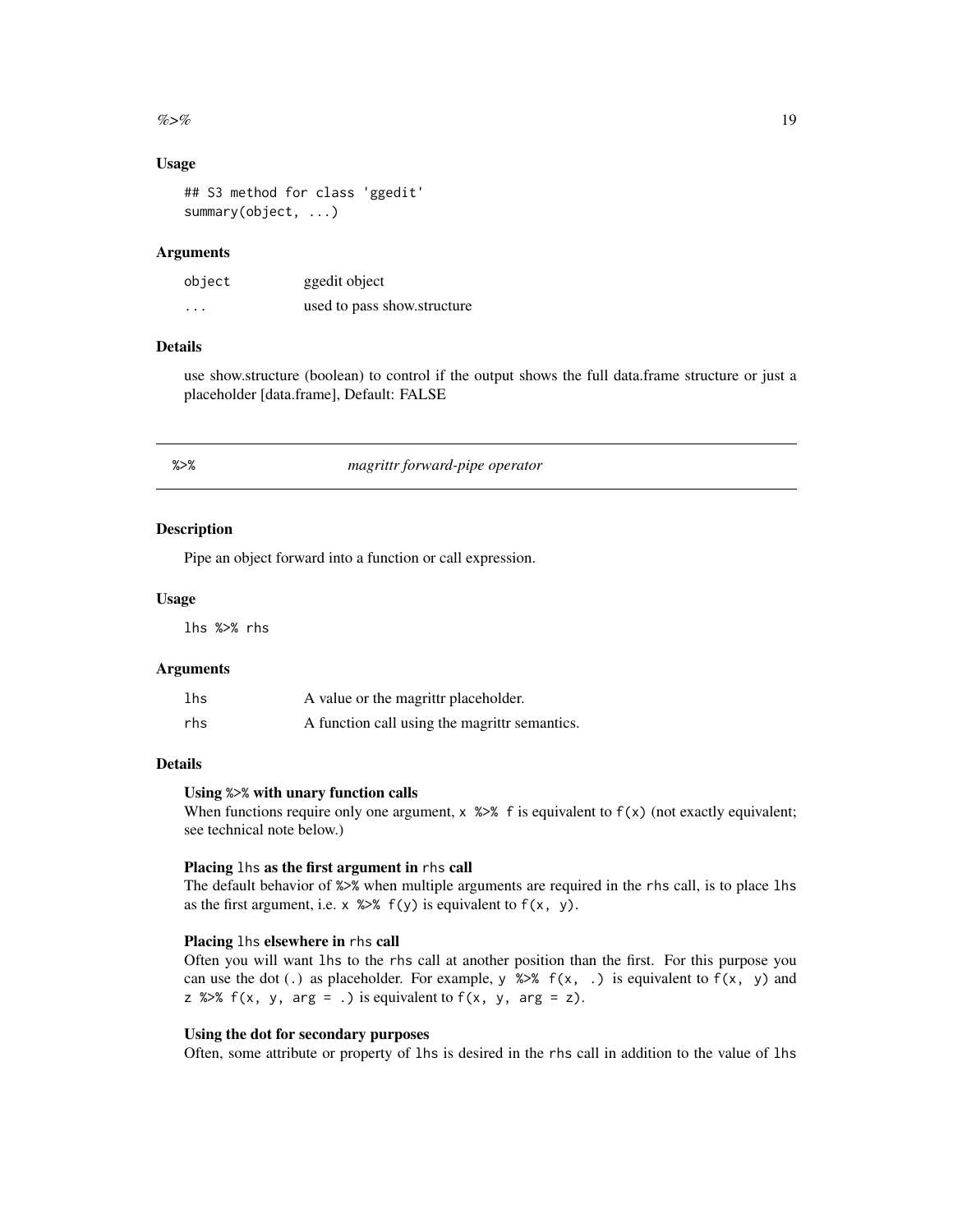### Usage

```
## S3 method for class 'ggedit'
summary(object, ...)
```

### Arguments

| | |
|---|---|
| `object` | ggedit object |
| `...` | used to pass show.structure |

### Details

use show.structure (boolean) to control if the output shows the full data.frame structure or just a placeholder [data.frame], Default: FALSE

## `%>%` *magrittr forward-pipe operator*

### Description

Pipe an object forward into a function or call expression.

### Usage

```
lhs %>% rhs
```

### Arguments

| | |
|---|---|
| `lhs` | A value or the magrittr placeholder. |
| `rhs` | A function call using the magrittr semantics. |

### Details

**Using `%>%` with unary function calls**
When functions require only one argument, `x %>% f` is equivalent to `f(x)` (not exactly equivalent; see technical note below.)

**Placing `lhs` as the first argument in `rhs` call**
The default behavior of `%>%` when multiple arguments are required in the `rhs` call, is to place `lhs` as the first argument, i.e. `x %>% f(y)` is equivalent to `f(x, y)`.

**Placing `lhs` elsewhere in `rhs` call**
Often you will want `lhs` to the `rhs` call at another position than the first. For this purpose you can use the dot (`.`) as placeholder. For example, `y %>% f(x, .)` is equivalent to `f(x, y)` and `z %>% f(x, y, arg = .)` is equivalent to `f(x, y, arg = z)`.

**Using the dot for secondary purposes**
Often, some attribute or property of `lhs` is desired in the `rhs` call in addition to the value of `lhs`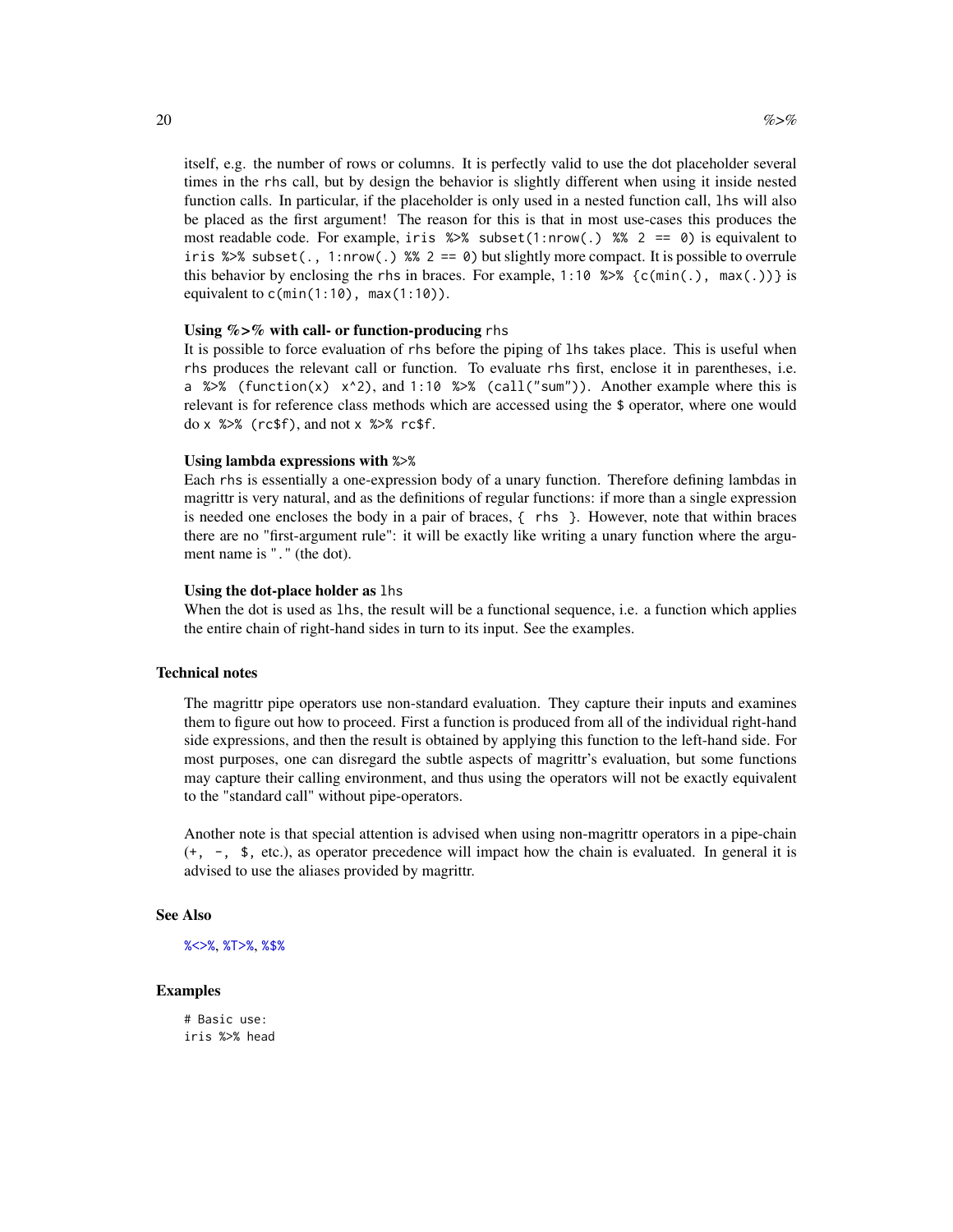itself, e.g. the number of rows or columns. It is perfectly valid to use the dot placeholder several times in the rhs call, but by design the behavior is slightly different when using it inside nested function calls. In particular, if the placeholder is only used in a nested function call, lhs will also be placed as the first argument! The reason for this is that in most use-cases this produces the most readable code. For example, `iris %>% subset(1:nrow(.) %% 2 == 0)` is equivalent to `iris %>% subset(., 1:nrow(.) %% 2 == 0)` but slightly more compact. It is possible to overrule this behavior by enclosing the rhs in braces. For example, `1:10 %>% {c(min(.), max(.))}` is equivalent to `c(min(1:10), max(1:10))`.

**Using %>% with call- or function-producing rhs**

It is possible to force evaluation of rhs before the piping of lhs takes place. This is useful when rhs produces the relevant call or function. To evaluate rhs first, enclose it in parentheses, i.e. `a %>% (function(x) x^2)`, and `1:10 %>% (call("sum"))`. Another example where this is relevant is for reference class methods which are accessed using the $ operator, where one would do `x %>% (rc$f)`, and not `x %>% rc$f`.

**Using lambda expressions with %>%**

Each rhs is essentially a one-expression body of a unary function. Therefore defining lambdas in magrittr is very natural, and as the definitions of regular functions: if more than a single expression is needed one encloses the body in a pair of braces, `{ rhs }`. However, note that within braces there are no "first-argument rule": it will be exactly like writing a unary function where the argument name is "." (the dot).

**Using the dot-place holder as lhs**

When the dot is used as lhs, the result will be a functional sequence, i.e. a function which applies the entire chain of right-hand sides in turn to its input. See the examples.

## Technical notes

The magrittr pipe operators use non-standard evaluation. They capture their inputs and examines them to figure out how to proceed. First a function is produced from all of the individual right-hand side expressions, and then the result is obtained by applying this function to the left-hand side. For most purposes, one can disregard the subtle aspects of magrittr's evaluation, but some functions may capture their calling environment, and thus using the operators will not be exactly equivalent to the "standard call" without pipe-operators.

Another note is that special attention is advised when using non-magrittr operators in a pipe-chain (`+, -, $`, etc.), as operator precedence will impact how the chain is evaluated. In general it is advised to use the aliases provided by magrittr.

## See Also

%<>%, %T>%, %$%

## Examples

```
# Basic use:
iris %>% head
```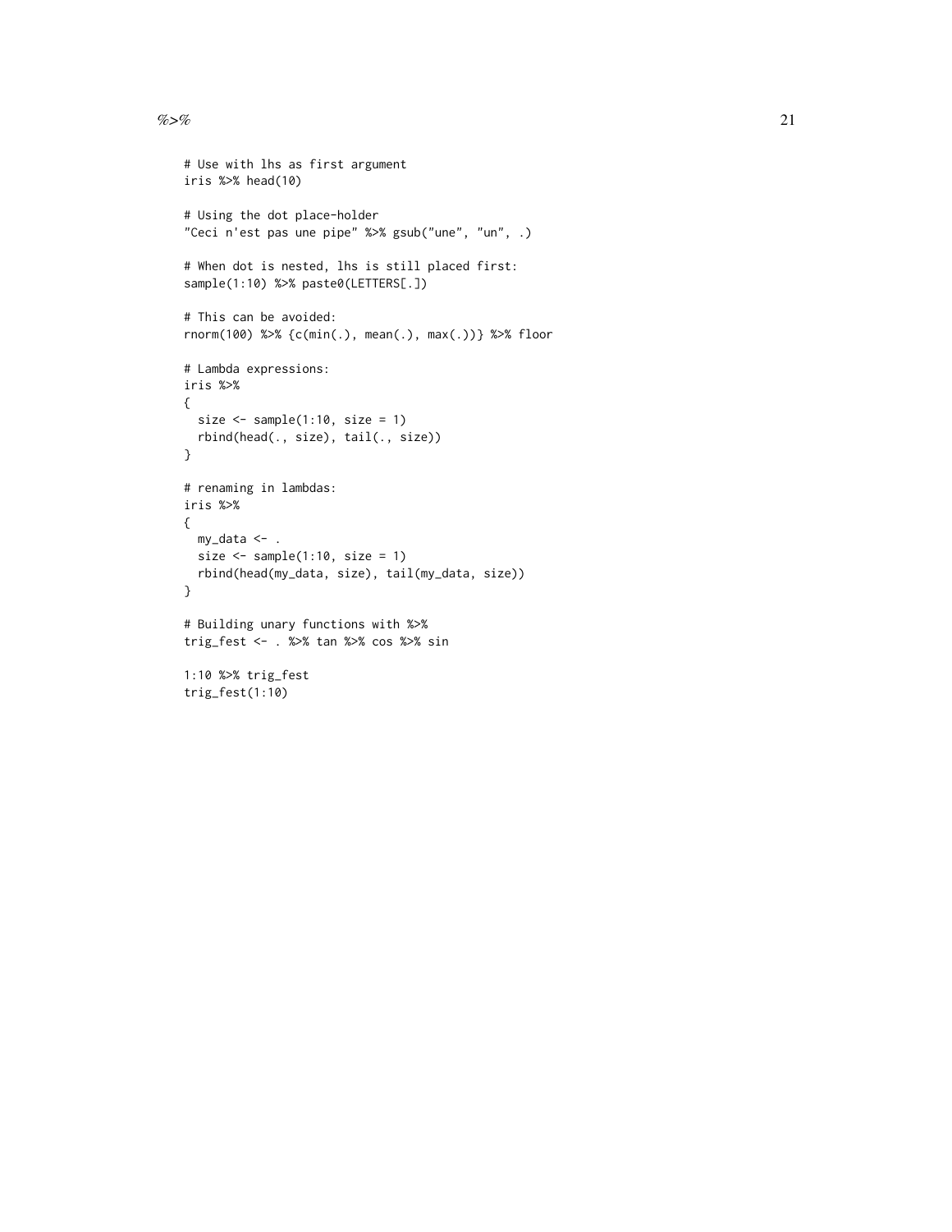```
# Use with lhs as first argument
iris %>% head(10)

# Using the dot place-holder
"Ceci n'est pas une pipe" %>% gsub("une", "un", .)

# When dot is nested, lhs is still placed first:
sample(1:10) %>% paste0(LETTERS[.])

# This can be avoided:
rnorm(100) %>% {c(min(.), mean(.), max(.))} %>% floor

# Lambda expressions:
iris %>%
{
  size <- sample(1:10, size = 1)
  rbind(head(., size), tail(., size))
}

# renaming in lambdas:
iris %>%
{
  my_data <- .
  size <- sample(1:10, size = 1)
  rbind(head(my_data, size), tail(my_data, size))
}

# Building unary functions with %>%
trig_fest <- . %>% tan %>% cos %>% sin

1:10 %>% trig_fest
trig_fest(1:10)
```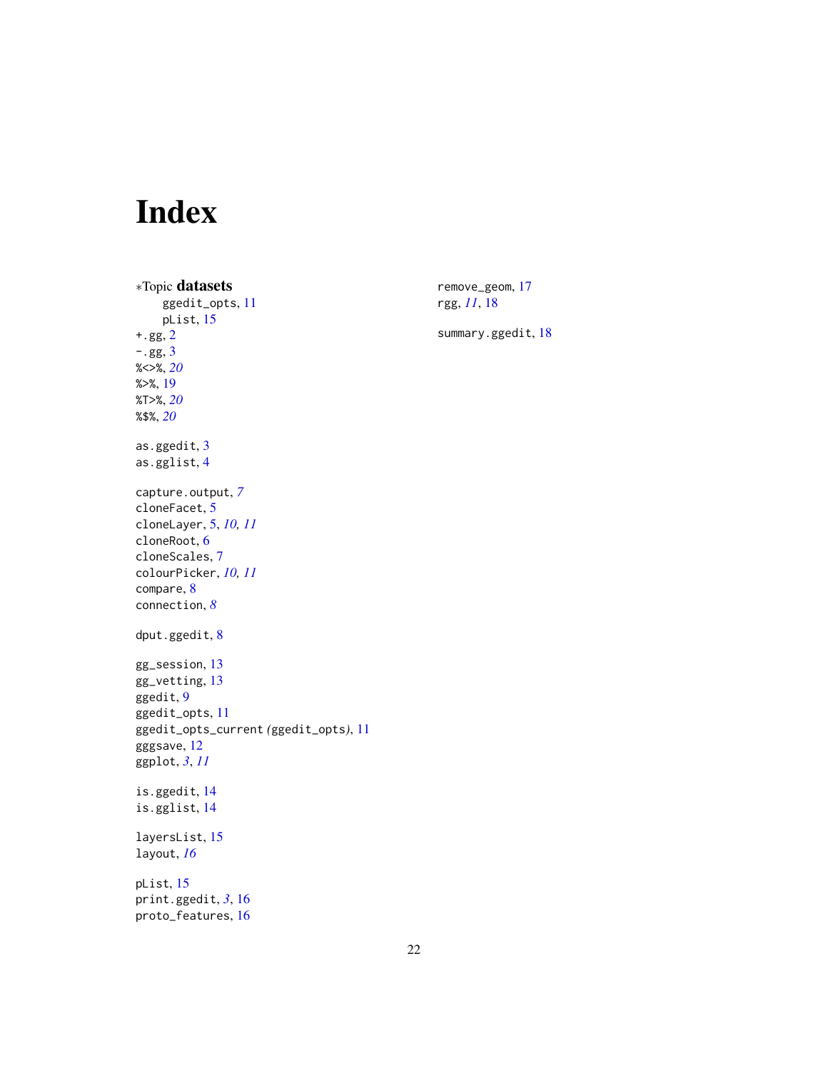# Index

∗Topic **datasets**
  ggedit_opts, 11
  pList, 15

+.gg, 2
-.gg, 3
%<>%, *20*
%>%, 19
%T>%, *20*
%$%, *20*

as.ggedit, 3
as.gglist, 4

capture.output, *7*
cloneFacet, 5
cloneLayer, 5, *10, 11*
cloneRoot, 6
cloneScales, 7
colourPicker, *10, 11*
compare, 8
connection, *8*

dput.ggedit, 8

gg_session, 13
gg_vetting, 13
ggedit, 9
ggedit_opts, 11
ggedit_opts_current *(ggedit_opts)*, 11
gggsave, 12
ggplot, *3*, *11*

is.ggedit, 14
is.gglist, 14

layersList, 15
layout, *16*

pList, 15
print.ggedit, *3*, 16
proto_features, 16

remove_geom, 17
rgg, *11*, 18

summary.ggedit, 18